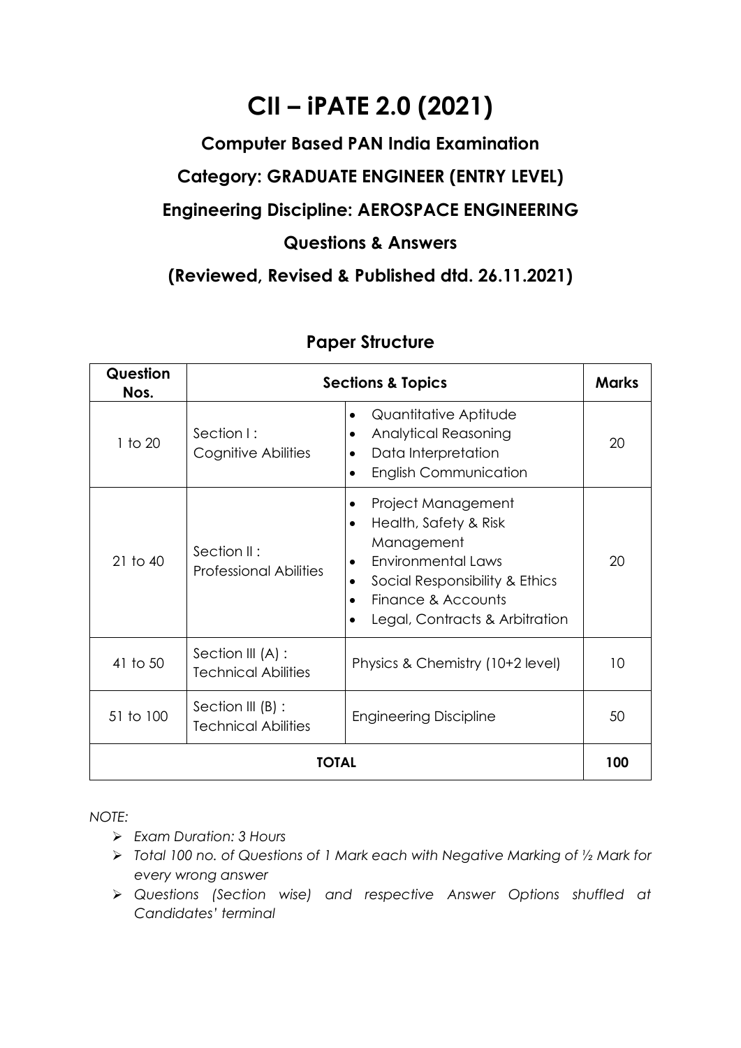# CII – iPATE 2.0 (2021)

## Computer Based PAN India Examination

## Category: GRADUATE ENGINEER (ENTRY LEVEL)

## Engineering Discipline: AEROSPACE ENGINEERING

## Questions & Answers

## (Reviewed, Revised & Published dtd. 26.11.2021)

### Paper Structure

| Question Nos. | Sections & Topics | | Marks |
|---|---|---|---|
| 1 to 20 | Section I : Cognitive Abilities | • Quantitative Aptitude<br>• Analytical Reasoning<br>• Data Interpretation<br>• English Communication | 20 |
| 21 to 40 | Section II : Professional Abilities | • Project Management<br>• Health, Safety & Risk Management<br>• Environmental Laws<br>• Social Responsibility & Ethics<br>• Finance & Accounts<br>• Legal, Contracts & Arbitration | 20 |
| 41 to 50 | Section III (A) : Technical Abilities | Physics & Chemistry (10+2 level) | 10 |
| 51 to 100 | Section III (B) : Technical Abilities | Engineering Discipline | 50 |
| **TOTAL** | | | **100** |

*NOTE:*

- *Exam Duration: 3 Hours*
- *Total 100 no. of Questions of 1 Mark each with Negative Marking of ½ Mark for every wrong answer*
- *Questions (Section wise) and respective Answer Options shuffled at Candidates' terminal*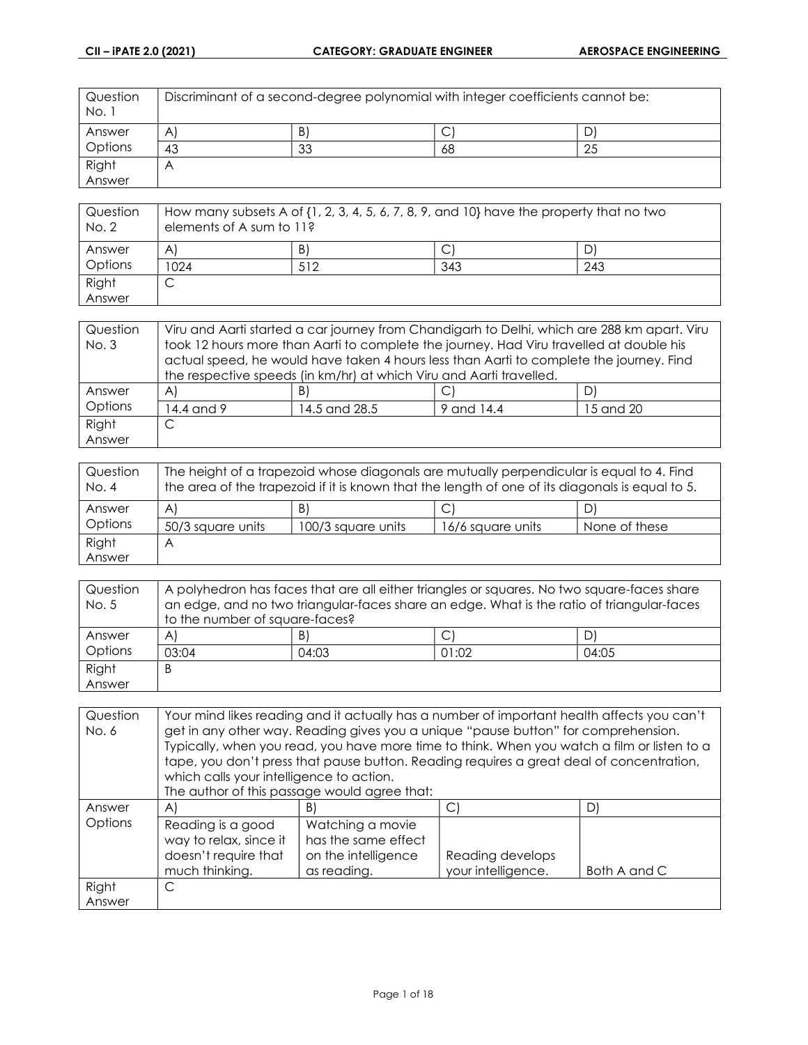| Question No. 1 | Discriminant of a second-degree polynomial with integer coefficients cannot be: | | | |
|---|---|---|---|---|
| Answer Options | A) | B) | C) | D) |
| | 43 | 33 | 68 | 25 |
| Right Answer | A | | | |

| Question No. 2 | How many subsets A of {1, 2, 3, 4, 5, 6, 7, 8, 9, and 10} have the property that no two elements of A sum to 11? | | | |
|---|---|---|---|---|
| Answer Options | A) | B) | C) | D) |
| | 1024 | 512 | 343 | 243 |
| Right Answer | C | | | |

| Question No. 3 | Viru and Aarti started a car journey from Chandigarh to Delhi, which are 288 km apart. Viru took 12 hours more than Aarti to complete the journey. Had Viru travelled at double his actual speed, he would have taken 4 hours less than Aarti to complete the journey. Find the respective speeds (in km/hr) at which Viru and Aarti travelled. | | | |
|---|---|---|---|---|
| Answer Options | A) | B) | C) | D) |
| | 14.4 and 9 | 14.5 and 28.5 | 9 and 14.4 | 15 and 20 |
| Right Answer | C | | | |

| Question No. 4 | The height of a trapezoid whose diagonals are mutually perpendicular is equal to 4. Find the area of the trapezoid if it is known that the length of one of its diagonals is equal to 5. | | | |
|---|---|---|---|---|
| Answer Options | A) | B) | C) | D) |
| | 50/3 square units | 100/3 square units | 16/6 square units | None of these |
| Right Answer | A | | | |

| Question No. 5 | A polyhedron has faces that are all either triangles or squares. No two square-faces share an edge, and no two triangular-faces share an edge. What is the ratio of triangular-faces to the number of square-faces? | | | |
|---|---|---|---|---|
| Answer Options | A) | B) | C) | D) |
| | 03:04 | 04:03 | 01:02 | 04:05 |
| Right Answer | B | | | |

| Question No. 6 | Your mind likes reading and it actually has a number of important health affects you can't get in any other way. Reading gives you a unique "pause button" for comprehension. Typically, when you read, you have more time to think. When you watch a film or listen to a tape, you don't press that pause button. Reading requires a great deal of concentration, which calls your intelligence to action. The author of this passage would agree that: | | | |
|---|---|---|---|---|
| Answer Options | A) | B) | C) | D) |
| | Reading is a good way to relax, since it doesn't require that much thinking. | Watching a movie has the same effect on the intelligence as reading. | Reading develops your intelligence. | Both A and C |
| Right Answer | C | | | |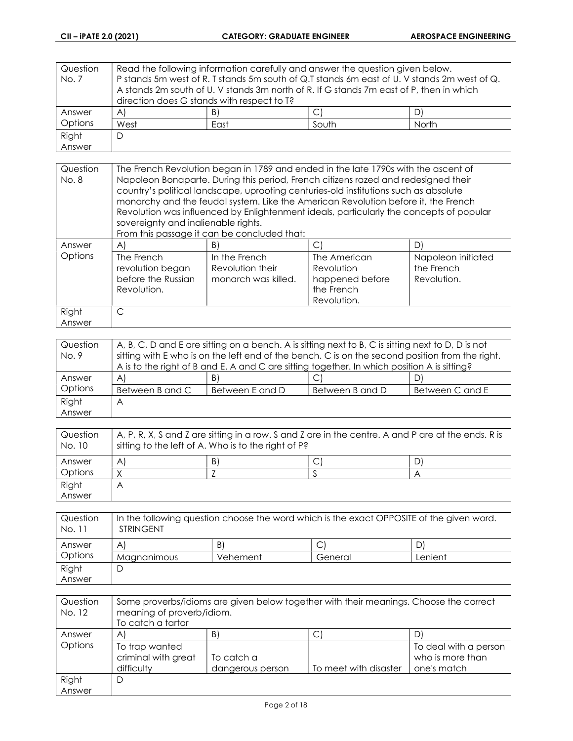| Question No. 7 | Read the following information carefully and answer the question given below. P stands 5m west of R. T stands 5m south of Q.T stands 6m east of U. V stands 2m west of Q. A stands 2m south of U. V stands 3m north of R. If G stands 7m east of P, then in which direction does G stands with respect to T? | | |
|---|---|---|---|
| Answer Options | A) | B) | C) | D) |
| | West | East | South | North |
| Right Answer | D | | | |

| Question No. 8 | The French Revolution began in 1789 and ended in the late 1790s with the ascent of Napoleon Bonaparte. During this period, French citizens razed and redesigned their country's political landscape, uprooting centuries-old institutions such as absolute monarchy and the feudal system. Like the American Revolution before it, the French Revolution was influenced by Enlightenment ideals, particularly the concepts of popular sovereignty and inalienable rights. From this passage it can be concluded that: | | | |
|---|---|---|---|---|
| Answer Options | A) | B) | C) | D) |
| | The French revolution began before the Russian Revolution. | In the French Revolution their monarch was killed. | The American Revolution happened before the French Revolution. | Napoleon initiated the French Revolution. |
| Right Answer | C | | | |

| Question No. 9 | A, B, C, D and E are sitting on a bench. A is sitting next to B, C is sitting next to D, D is not sitting with E who is on the left end of the bench. C is on the second position from the right. A is to the right of B and E. A and C are sitting together. In which position A is sitting? | | | |
|---|---|---|---|---|
| Answer Options | A) | B) | C) | D) |
| | Between B and C | Between E and D | Between B and D | Between C and E |
| Right Answer | A | | | |

| Question No. 10 | A, P, R, X, S and Z are sitting in a row. S and Z are in the centre. A and P are at the ends. R is sitting to the left of A. Who is to the right of P? | | | |
|---|---|---|---|---|
| Answer Options | A) | B) | C) | D) |
| | X | Z | S | A |
| Right Answer | A | | | |

| Question No. 11 | In the following question choose the word which is the exact OPPOSITE of the given word. STRINGENT | | | |
|---|---|---|---|---|
| Answer Options | A) | B) | C) | D) |
| | Magnanimous | Vehement | General | Lenient |
| Right Answer | D | | | |

| Question No. 12 | Some proverbs/idioms are given below together with their meanings. Choose the correct meaning of proverb/idiom. To catch a tartar | | | |
|---|---|---|---|---|
| Answer Options | A) | B) | C) | D) |
| | To trap wanted criminal with great difficulty | To catch a dangerous person | To meet with disaster | To deal with a person who is more than one's match |
| Right Answer | D | | | |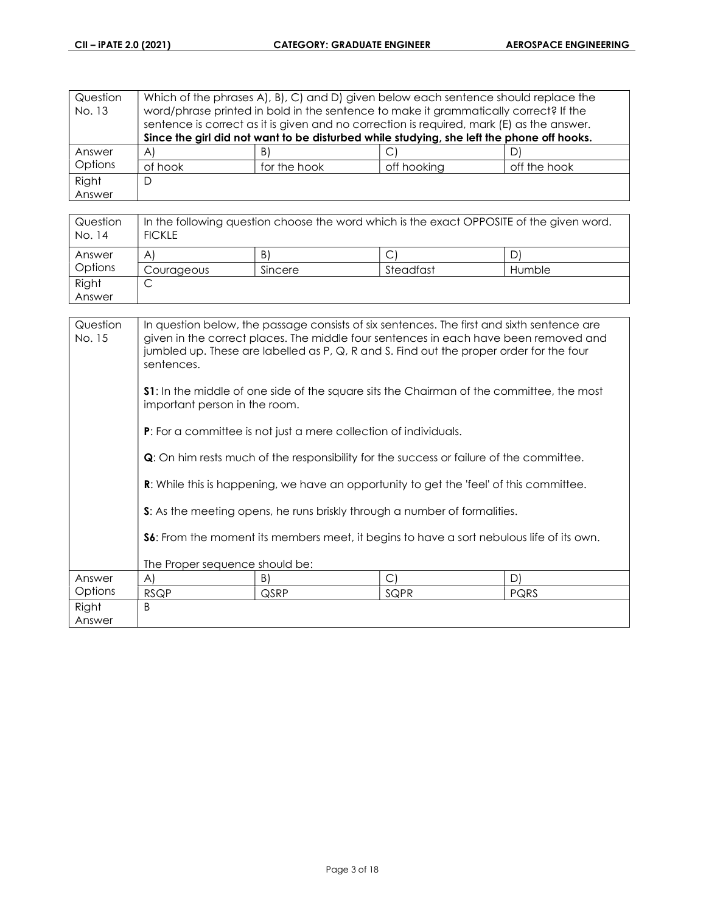| Question No. 13 | Which of the phrases A), B), C) and D) given below each sentence should replace the word/phrase printed in bold in the sentence to make it grammatically correct? If the sentence is correct as it is given and no correction is required, mark (E) as the answer. **Since the girl did not want to be disturbed while studying, she left the phone off hooks.** | | | |
|---|---|---|---|---|
| Answer Options | A) | B) | C) | D) |
| | of hook | for the hook | off hooking | off the hook |
| Right Answer | D | | | |

| Question No. 14 | In the following question choose the word which is the exact OPPOSITE of the given word. FICKLE | | | |
|---|---|---|---|---|
| Answer Options | A) | B) | C) | D) |
| | Courageous | Sincere | Steadfast | Humble |
| Right Answer | C | | | |

| Question No. 15 | In question below, the passage consists of six sentences. The first and sixth sentence are given in the correct places. The middle four sentences in each have been removed and jumbled up. These are labelled as P, Q, R and S. Find out the proper order for the four sentences.<br><br>**S1**: In the middle of one side of the square sits the Chairman of the committee, the most important person in the room.<br><br>**P**: For a committee is not just a mere collection of individuals.<br><br>**Q**: On him rests much of the responsibility for the success or failure of the committee.<br><br>**R**: While this is happening, we have an opportunity to get the 'feel' of this committee.<br><br>**S**: As the meeting opens, he runs briskly through a number of formalities.<br><br>**S6**: From the moment its members meet, it begins to have a sort nebulous life of its own.<br><br>The Proper sequence should be: | | | |
|---|---|---|---|---|
| Answer Options | A) | B) | C) | D) |
| | RSQP | QSRP | SQPR | PQRS |
| Right Answer | B | | | |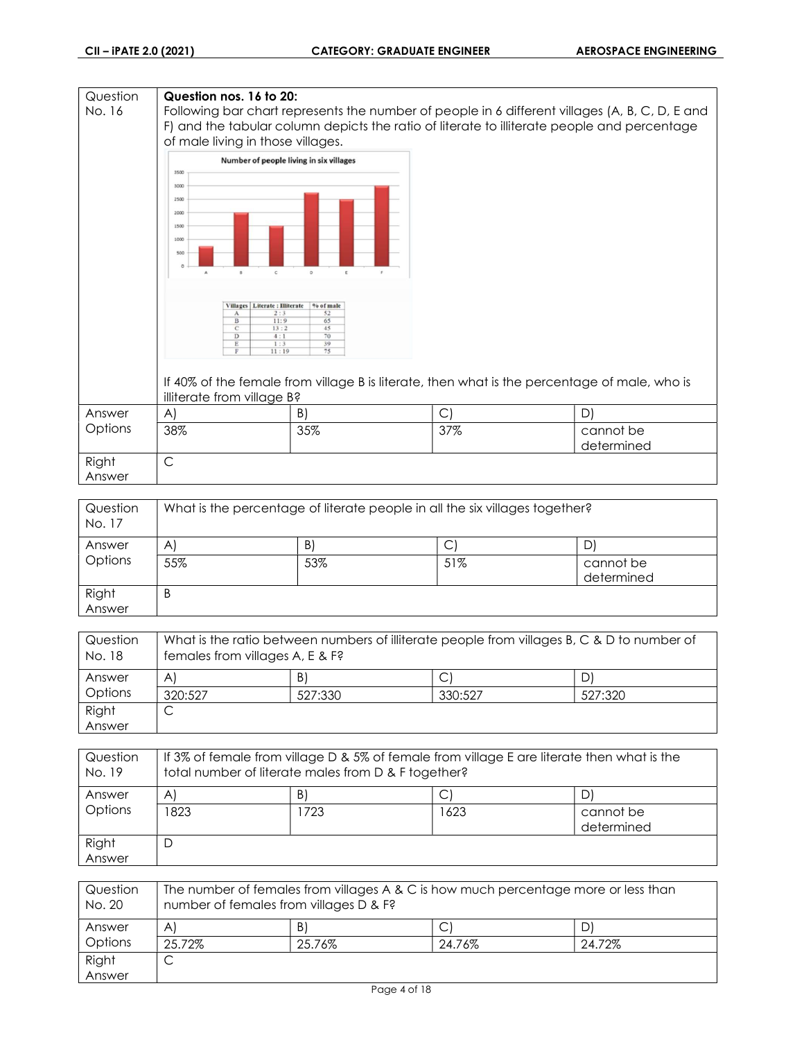| Question No. 16 | **Question nos. 16 to 20:** Following bar chart represents the number of people in 6 different villages (A, B, C, D, E and F) and the tabular column depicts the ratio of literate to illiterate people and percentage of male living in those villages. | | | |
|---|---|---|---|---|

**Number of people living in six villages**

| Villages | Literate : Illiterate | % of male |
|---|---|---|
| A | 2 : 3 | 52 |
| B | 11 : 9 | 65 |
| C | 13 : 2 | 45 |
| D | 4 : 1 | 70 |
| E | 1 : 3 | 39 |
| F | 11 : 19 | 75 |

If 40% of the female from village B is literate, then what is the percentage of male, who is illiterate from village B?

| Answer Options | A) 38% | B) 35% | C) 37% | D) cannot be determined |
|---|---|---|---|---|
| Right Answer | C | | | |

| Question No. 17 | What is the percentage of literate people in all the six villages together? | | | |
|---|---|---|---|---|
| Answer Options | A) 55% | B) 53% | C) 51% | D) cannot be determined |
| Right Answer | B | | | |

| Question No. 18 | What is the ratio between numbers of illiterate people from villages B, C & D to number of females from villages A, E & F? | | | |
|---|---|---|---|---|
| Answer Options | A) 320:527 | B) 527:330 | C) 330:527 | D) 527:320 |
| Right Answer | C | | | |

| Question No. 19 | If 3% of female from village D & 5% of female from village E are literate then what is the total number of literate males from D & F together? | | | |
|---|---|---|---|---|
| Answer Options | A) 1823 | B) 1723 | C) 1623 | D) cannot be determined |
| Right Answer | D | | | |

| Question No. 20 | The number of females from villages A & C is how much percentage more or less than number of females from villages D & F? | | | |
|---|---|---|---|---|
| Answer Options | A) 25.72% | B) 25.76% | C) 24.76% | D) 24.72% |
| Right Answer | C | | | |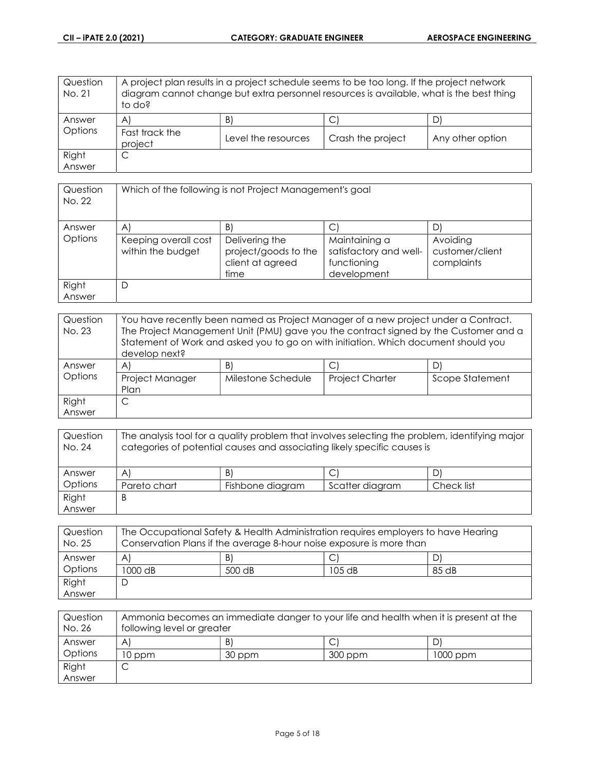| Question No. 21 | A project plan results in a project schedule seems to be too long. If the project network diagram cannot change but extra personnel resources is available, what is the best thing to do? | | | |
|---|---|---|---|---|
| Answer Options | A) | B) | C) | D) |
| | Fast track the project | Level the resources | Crash the project | Any other option |
| Right Answer | C | | | |

| Question No. 22 | Which of the following is not Project Management's goal | | | |
|---|---|---|---|---|
| Answer Options | A) | B) | C) | D) |
| | Keeping overall cost within the budget | Delivering the project/goods to the client at agreed time | Maintaining a satisfactory and well-functioning development | Avoiding customer/client complaints |
| Right Answer | D | | | |

| Question No. 23 | You have recently been named as Project Manager of a new project under a Contract. The Project Management Unit (PMU) gave you the contract signed by the Customer and a Statement of Work and asked you to go on with initiation. Which document should you develop next? | | | |
|---|---|---|---|---|
| Answer Options | A) | B) | C) | D) |
| | Project Manager Plan | Milestone Schedule | Project Charter | Scope Statement |
| Right Answer | C | | | |

| Question No. 24 | The analysis tool for a quality problem that involves selecting the problem, identifying major categories of potential causes and associating likely specific causes is | | | |
|---|---|---|---|---|
| Answer Options | A) | B) | C) | D) |
| | Pareto chart | Fishbone diagram | Scatter diagram | Check list |
| Right Answer | B | | | |

| Question No. 25 | The Occupational Safety & Health Administration requires employers to have Hearing Conservation Plans if the average 8-hour noise exposure is more than | | | |
|---|---|---|---|---|
| Answer Options | A) | B) | C) | D) |
| | 1000 dB | 500 dB | 105 dB | 85 dB |
| Right Answer | D | | | |

| Question No. 26 | Ammonia becomes an immediate danger to your life and health when it is present at the following level or greater | | | |
|---|---|---|---|---|
| Answer Options | A) | B) | C) | D) |
| | 10 ppm | 30 ppm | 300 ppm | 1000 ppm |
| Right Answer | C | | | |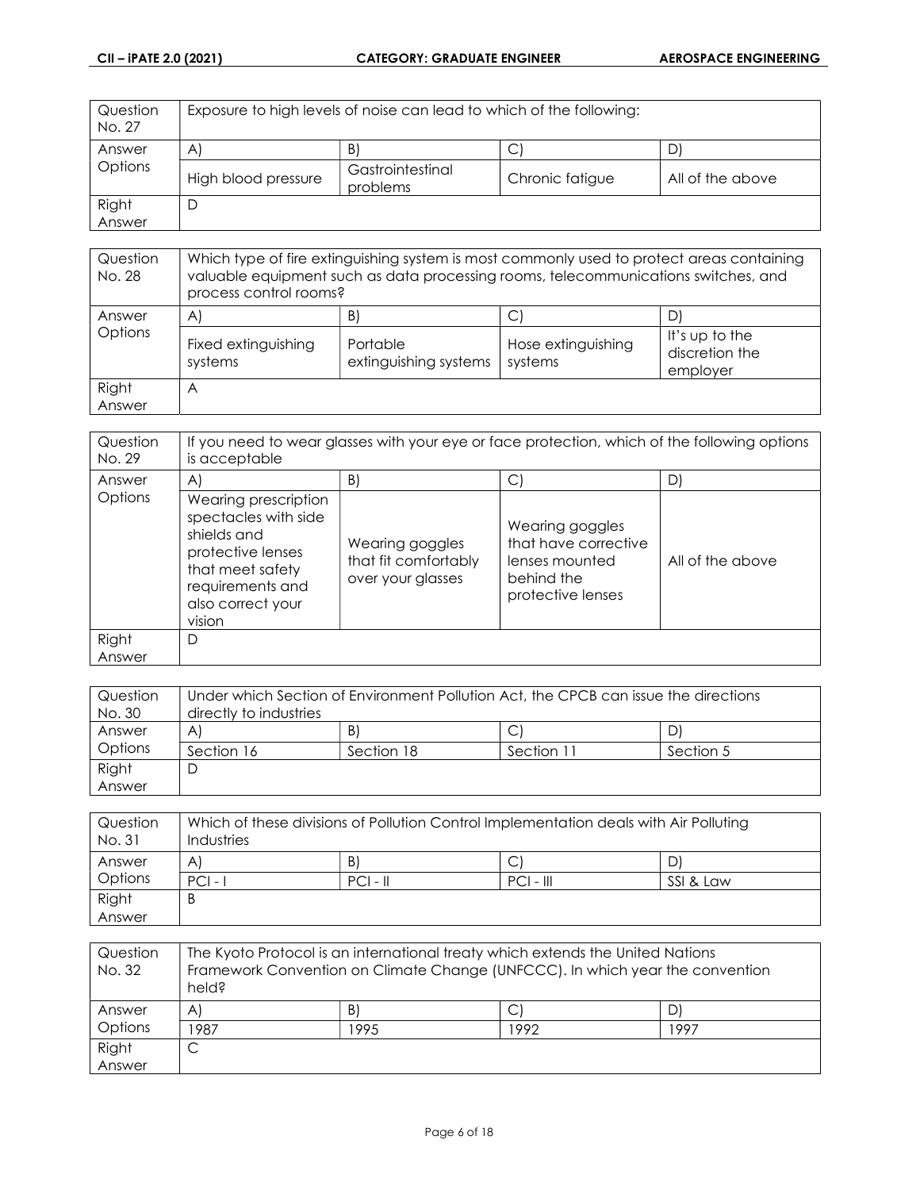| Question No. 27 | Exposure to high levels of noise can lead to which of the following: | | | |
|---|---|---|---|---|
| Answer Options | A) | B) | C) | D) |
| | High blood pressure | Gastrointestinal problems | Chronic fatigue | All of the above |
| Right Answer | D | | | |

| Question No. 28 | Which type of fire extinguishing system is most commonly used to protect areas containing valuable equipment such as data processing rooms, telecommunications switches, and process control rooms? | | | |
|---|---|---|---|---|
| Answer Options | A) | B) | C) | D) |
| | Fixed extinguishing systems | Portable extinguishing systems | Hose extinguishing systems | It's up to the discretion the employer |
| Right Answer | A | | | |

| Question No. 29 | If you need to wear glasses with your eye or face protection, which of the following options is acceptable | | | |
|---|---|---|---|---|
| Answer Options | A) | B) | C) | D) |
| | Wearing prescription spectacles with side shields and protective lenses that meet safety requirements and also correct your vision | Wearing goggles that fit comfortably over your glasses | Wearing goggles that have corrective lenses mounted behind the protective lenses | All of the above |
| Right Answer | D | | | |

| Question No. 30 | Under which Section of Environment Pollution Act, the CPCB can issue the directions directly to industries | | | |
|---|---|---|---|---|
| Answer Options | A) | B) | C) | D) |
| | Section 16 | Section 18 | Section 11 | Section 5 |
| Right Answer | D | | | |

| Question No. 31 | Which of these divisions of Pollution Control Implementation deals with Air Polluting Industries | | | |
|---|---|---|---|---|
| Answer Options | A) | B) | C) | D) |
| | PCI - I | PCI - II | PCI - III | SSI & Law |
| Right Answer | B | | | |

| Question No. 32 | The Kyoto Protocol is an international treaty which extends the United Nations Framework Convention on Climate Change (UNFCCC). In which year the convention held? | | | |
|---|---|---|---|---|
| Answer Options | A) | B) | C) | D) |
| | 1987 | 1995 | 1992 | 1997 |
| Right Answer | C | | | |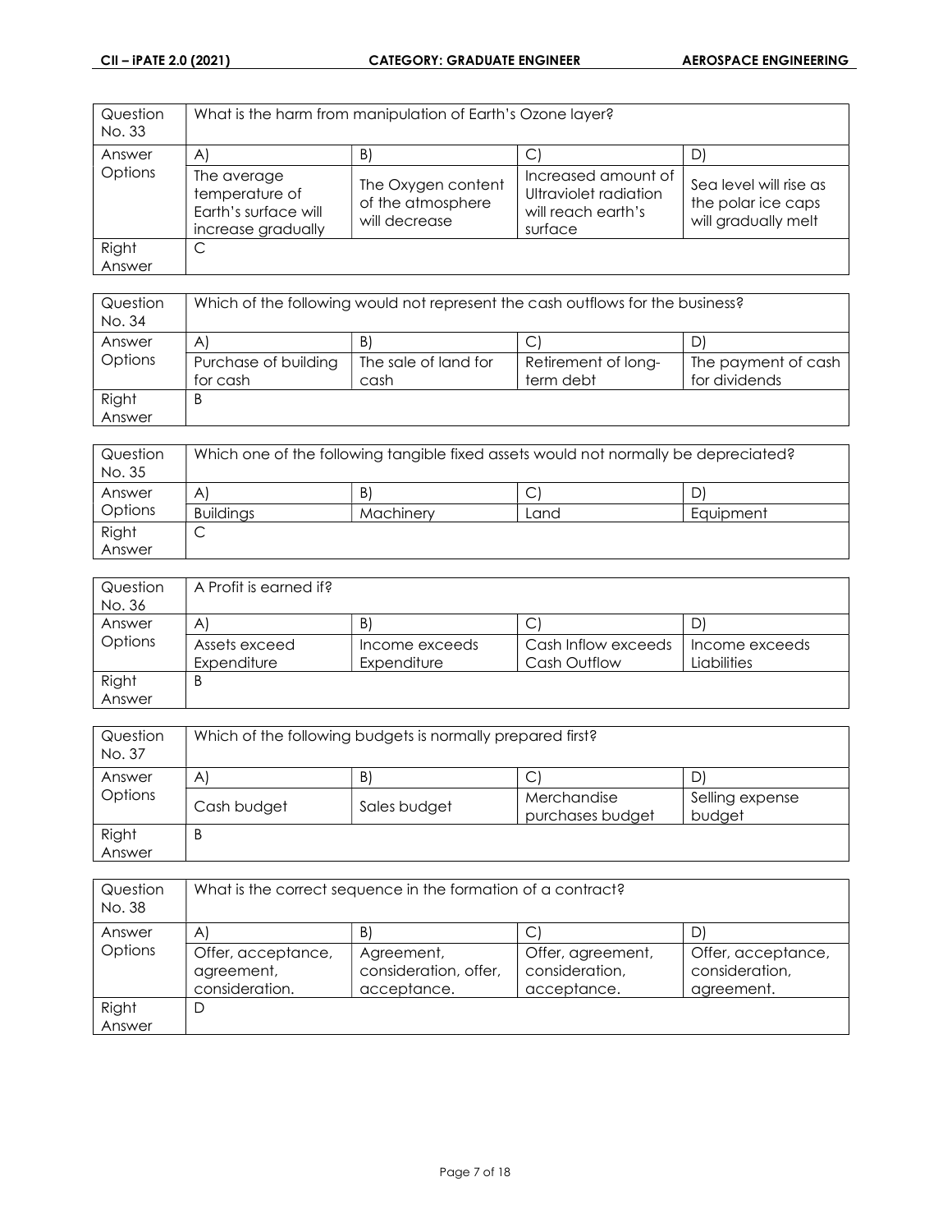| Question No. 33 | What is the harm from manipulation of Earth's Ozone layer? | | | |
|---|---|---|---|---|
| Answer Options | A) | B) | C) | D) |
| | The average temperature of Earth's surface will increase gradually | The Oxygen content of the atmosphere will decrease | Increased amount of Ultraviolet radiation will reach earth's surface | Sea level will rise as the polar ice caps will gradually melt |
| Right Answer | C | | | |

| Question No. 34 | Which of the following would not represent the cash outflows for the business? | | | |
|---|---|---|---|---|
| Answer Options | A) | B) | C) | D) |
| | Purchase of building for cash | The sale of land for cash | Retirement of long-term debt | The payment of cash for dividends |
| Right Answer | B | | | |

| Question No. 35 | Which one of the following tangible fixed assets would not normally be depreciated? | | | |
|---|---|---|---|---|
| Answer Options | A) | B) | C) | D) |
| | Buildings | Machinery | Land | Equipment |
| Right Answer | C | | | |

| Question No. 36 | A Profit is earned if? | | | |
|---|---|---|---|---|
| Answer Options | A) | B) | C) | D) |
| | Assets exceed Expenditure | Income exceeds Expenditure | Cash Inflow exceeds Cash Outflow | Income exceeds Liabilities |
| Right Answer | B | | | |

| Question No. 37 | Which of the following budgets is normally prepared first? | | | |
|---|---|---|---|---|
| Answer Options | A) | B) | C) | D) |
| | Cash budget | Sales budget | Merchandise purchases budget | Selling expense budget |
| Right Answer | B | | | |

| Question No. 38 | What is the correct sequence in the formation of a contract? | | | |
|---|---|---|---|---|
| Answer Options | A) | B) | C) | D) |
| | Offer, acceptance, agreement, consideration. | Agreement, consideration, offer, acceptance. | Offer, agreement, consideration, acceptance. | Offer, acceptance, consideration, agreement. |
| Right Answer | D | | | |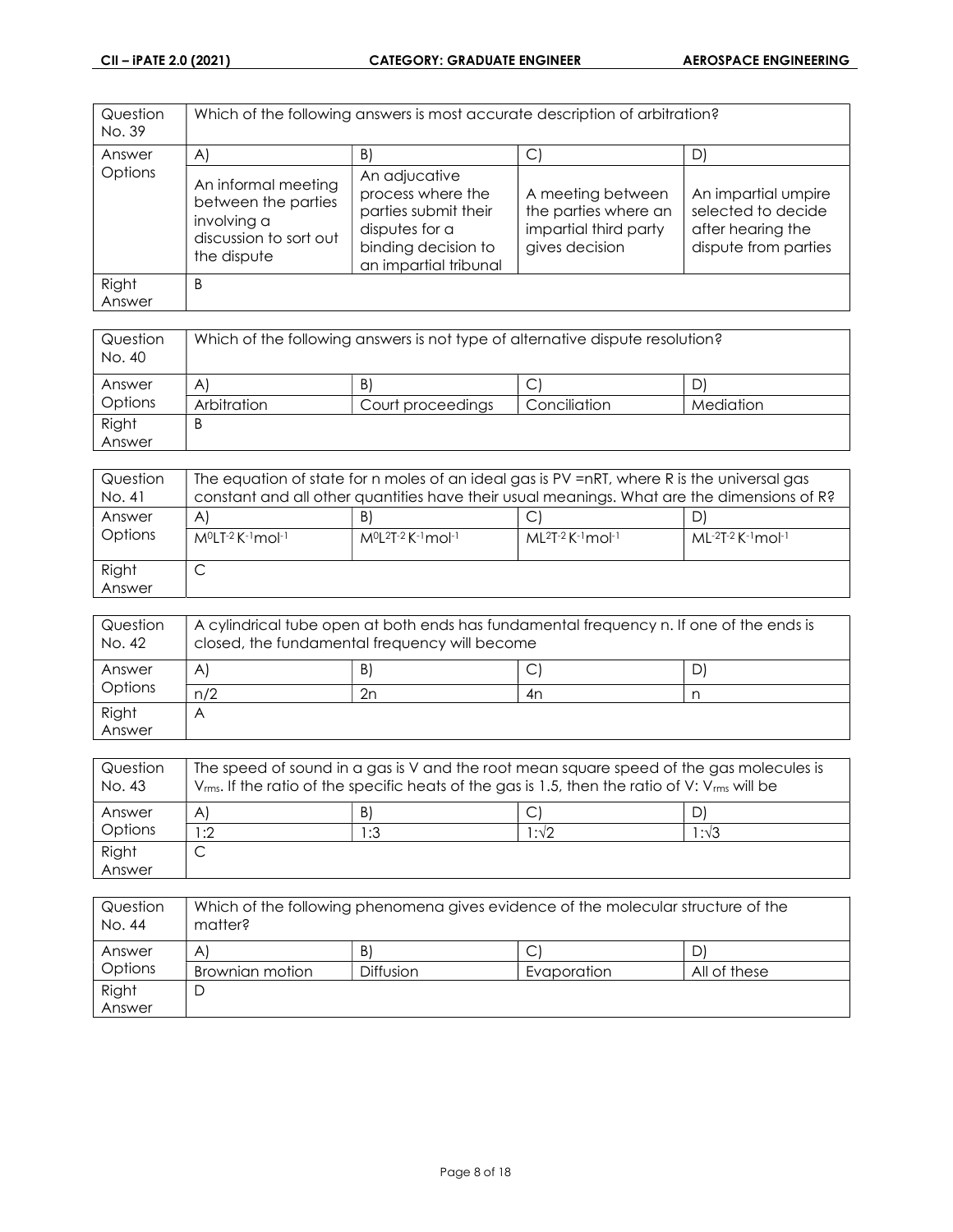| Question No. 39 | Which of the following answers is most accurate description of arbitration? | | | |
|---|---|---|---|---|
| Answer Options | A) | B) | C) | D) |
| | An informal meeting between the parties involving a discussion to sort out the dispute | An adjucative process where the parties submit their disputes for a binding decision to an impartial tribunal | A meeting between the parties where an impartial third party gives decision | An impartial umpire selected to decide after hearing the dispute from parties |
| Right Answer | B | | | |

| Question No. 40 | Which of the following answers is not type of alternative dispute resolution? | | | |
|---|---|---|---|---|
| Answer Options | A) | B) | C) | D) |
| | Arbitration | Court proceedings | Conciliation | Mediation |
| Right Answer | B | | | |

| Question No. 41 | The equation of state for n moles of an ideal gas is PV =nRT, where R is the universal gas constant and all other quantities have their usual meanings. What are the dimensions of R? | | | |
|---|---|---|---|---|
| Answer Options | A) | B) | C) | D) |
| | $M^0LT^{-2}K^{-1}mol^{-1}$ | $M^0L^2T^{-2}K^{-1}mol^{-1}$ | $ML^2T^{-2}K^{-1}mol^{-1}$ | $ML^{-2}T^{-2}K^{-1}mol^{-1}$ |
| Right Answer | C | | | |

| Question No. 42 | A cylindrical tube open at both ends has fundamental frequency n. If one of the ends is closed, the fundamental frequency will become | | | |
|---|---|---|---|---|
| Answer Options | A) | B) | C) | D) |
| | n/2 | 2n | 4n | n |
| Right Answer | A | | | |

| Question No. 43 | The speed of sound in a gas is V and the root mean square speed of the gas molecules is $V_{rms}$. If the ratio of the specific heats of the gas is 1.5, then the ratio of V: $V_{rms}$ will be | | | |
|---|---|---|---|---|
| Answer Options | A) | B) | C) | D) |
| | 1:2 | 1:3 | $1:\sqrt{2}$ | $1:\sqrt{3}$ |
| Right Answer | C | | | |

| Question No. 44 | Which of the following phenomena gives evidence of the molecular structure of the matter? | | | |
|---|---|---|---|---|
| Answer Options | A) | B) | C) | D) |
| | Brownian motion | Diffusion | Evaporation | All of these |
| Right Answer | D | | | |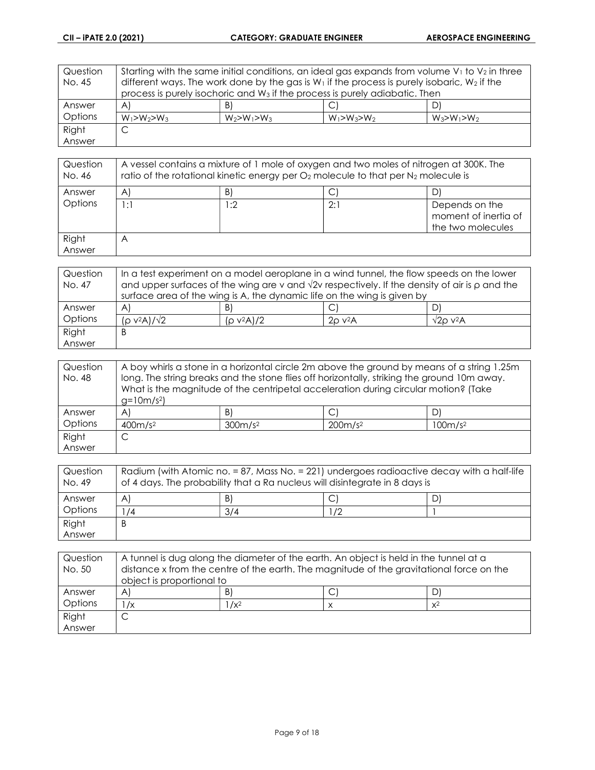| Question No. 45 | Starting with the same initial conditions, an ideal gas expands from volume $V_1$ to $V_2$ in three different ways. The work done by the gas is $W_1$ if the process is purely isobaric, $W_2$ if the process is purely isochoric and $W_3$ if the process is purely adiabatic. Then | | | |
|---|---|---|---|---|
| Answer Options | A) | B) | C) | D) |
| | $W_1>W_2>W_3$ | $W_2>W_1>W_3$ | $W_1>W_3>W_2$ | $W_3>W_1>W_2$ |
| Right Answer | C | | | |

| Question No. 46 | A vessel contains a mixture of 1 mole of oxygen and two moles of nitrogen at 300K. The ratio of the rotational kinetic energy per $O_2$ molecule to that per $N_2$ molecule is | | | |
|---|---|---|---|---|
| Answer Options | A) | B) | C) | D) |
| | 1:1 | 1:2 | 2:1 | Depends on the moment of inertia of the two molecules |
| Right Answer | A | | | |

| Question No. 47 | In a test experiment on a model aeroplane in a wind tunnel, the flow speeds on the lower and upper surfaces of the wing are v and $\sqrt{2}v$ respectively. If the density of air is ρ and the surface area of the wing is A, the dynamic life on the wing is given by | | | |
|---|---|---|---|---|
| Answer Options | A) | B) | C) | D) |
| | $(\rho v^2 A)/\sqrt{2}$ | $(\rho v^2 A)/2$ | $2\rho v^2 A$ | $\sqrt{2}\rho v^2 A$ |
| Right Answer | B | | | |

| Question No. 48 | A boy whirls a stone in a horizontal circle 2m above the ground by means of a string 1.25m long. The string breaks and the stone flies off horizontally, striking the ground 10m away. What is the magnitude of the centripetal acceleration during circular motion? (Take $g=10m/s^2$) | | | |
|---|---|---|---|---|
| Answer Options | A) | B) | C) | D) |
| | $400m/s^2$ | $300m/s^2$ | $200m/s^2$ | $100m/s^2$ |
| Right Answer | C | | | |

| Question No. 49 | Radium (with Atomic no. = 87, Mass No. = 221) undergoes radioactive decay with a half-life of 4 days. The probability that a Ra nucleus will disintegrate in 8 days is | | | |
|---|---|---|---|---|
| Answer Options | A) | B) | C) | D) |
| | 1/4 | 3/4 | 1/2 | 1 |
| Right Answer | B | | | |

| Question No. 50 | A tunnel is dug along the diameter of the earth. An object is held in the tunnel at a distance x from the centre of the earth. The magnitude of the gravitational force on the object is proportional to | | | |
|---|---|---|---|---|
| Answer Options | A) | B) | C) | D) |
| | $1/x$ | $1/x^2$ | $x$ | $x^2$ |
| Right Answer | C | | | |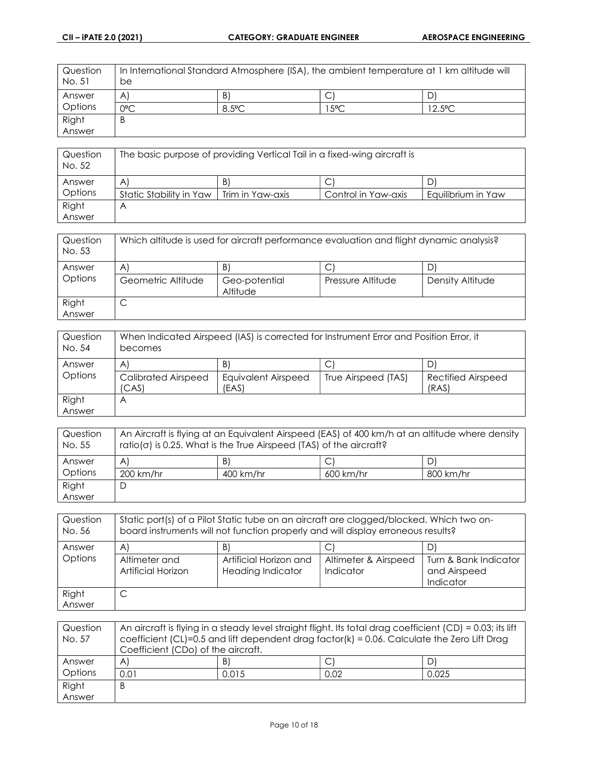| Question No. 51 | In International Standard Atmosphere (ISA), the ambient temperature at 1 km altitude will be | | | |
|---|---|---|---|---|
| Answer Options | A) | B) | C) | D) |
| | 0ºC | 8.5ºC | 15ºC | 12.5ºC |
| Right Answer | B | | | |

| Question No. 52 | The basic purpose of providing Vertical Tail in a fixed-wing aircraft is | | | |
|---|---|---|---|---|
| Answer Options | A) | B) | C) | D) |
| | Static Stability in Yaw | Trim in Yaw-axis | Control in Yaw-axis | Equilibrium in Yaw |
| Right Answer | A | | | |

| Question No. 53 | Which altitude is used for aircraft performance evaluation and flight dynamic analysis? | | | |
|---|---|---|---|---|
| Answer Options | A) | B) | C) | D) |
| | Geometric Altitude | Geo-potential Altitude | Pressure Altitude | Density Altitude |
| Right Answer | C | | | |

| Question No. 54 | When Indicated Airspeed (IAS) is corrected for Instrument Error and Position Error, it becomes | | | |
|---|---|---|---|---|
| Answer Options | A) | B) | C) | D) |
| | Calibrated Airspeed (CAS) | Equivalent Airspeed (EAS) | True Airspeed (TAS) | Rectified Airspeed (RAS) |
| Right Answer | A | | | |

| Question No. 55 | An Aircraft is flying at an Equivalent Airspeed (EAS) of 400 km/h at an altitude where density ratio($\sigma$) is 0.25. What is the True Airspeed (TAS) of the aircraft? | | | |
|---|---|---|---|---|
| Answer Options | A) | B) | C) | D) |
| | 200 km/hr | 400 km/hr | 600 km/hr | 800 km/hr |
| Right Answer | D | | | |

| Question No. 56 | Static port(s) of a Pilot Static tube on an aircraft are clogged/blocked. Which two on-board instruments will not function properly and will display erroneous results? | | | |
|---|---|---|---|---|
| Answer Options | A) | B) | C) | D) |
| | Altimeter and Artificial Horizon | Artificial Horizon and Heading Indicator | Altimeter & Airspeed Indicator | Turn & Bank Indicator and Airspeed Indicator |
| Right Answer | C | | | |

| Question No. 57 | An aircraft is flying in a steady level straight flight. Its total drag coefficient (CD) = 0.03; its lift coefficient (CL)=0.5 and lift dependent drag factor(k) = 0.06. Calculate the Zero Lift Drag Coefficient (CDo) of the aircraft. | | | |
|---|---|---|---|---|
| Answer Options | A) | B) | C) | D) |
| | 0.01 | 0.015 | 0.02 | 0.025 |
| Right Answer | B | | | |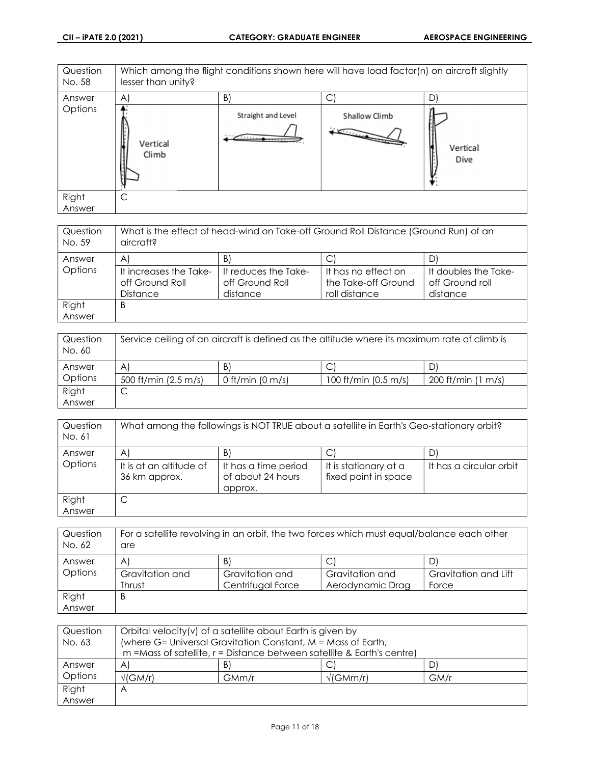| Question No. 58 | Which among the flight conditions shown here will have load factor(n) on aircraft slightly lesser than unity? | | | |
|---|---|---|---|---|
| Answer Options | A) Vertical Climb | B) Straight and Level | C) Shallow Climb | D) Vertical Dive |
| Right Answer | C | | | |

| Question No. 59 | What is the effect of head-wind on Take-off Ground Roll Distance (Ground Run) of an aircraft? | | | |
|---|---|---|---|---|
| Answer Options | A) It increases the Take-off Ground Roll Distance | B) It reduces the Take-off Ground Roll distance | C) It has no effect on the Take-off Ground roll distance | D) It doubles the Take-off Ground roll distance |
| Right Answer | B | | | |

| Question No. 60 | Service ceiling of an aircraft is defined as the altitude where its maximum rate of climb is | | | |
|---|---|---|---|---|
| Answer Options | A) 500 ft/min (2.5 m/s) | B) 0 ft/min (0 m/s) | C) 100 ft/min (0.5 m/s) | D) 200 ft/min (1 m/s) |
| Right Answer | C | | | |

| Question No. 61 | What among the followings is NOT TRUE about a satellite in Earth's Geo-stationary orbit? | | | |
|---|---|---|---|---|
| Answer Options | A) It is at an altitude of 36 km approx. | B) It has a time period of about 24 hours approx. | C) It is stationary at a fixed point in space | D) It has a circular orbit |
| Right Answer | C | | | |

| Question No. 62 | For a satellite revolving in an orbit, the two forces which must equal/balance each other are | | | |
|---|---|---|---|---|
| Answer Options | A) Gravitation and Thrust | B) Gravitation and Centrifugal Force | C) Gravitation and Aerodynamic Drag | D) Gravitation and Lift Force |
| Right Answer | B | | | |

| Question No. 63 | Orbital velocity(v) of a satellite about Earth is given by (where G= Universal Gravitation Constant, M = Mass of Earth, m =Mass of satellite, r = Distance between satellite & Earth's centre) | | | |
|---|---|---|---|---|
| Answer Options | A) $\sqrt{(GM/r)}$ | B) GMm/r | C) $\sqrt{(GMm/r)}$ | D) GM/r |
| Right Answer | A | | | |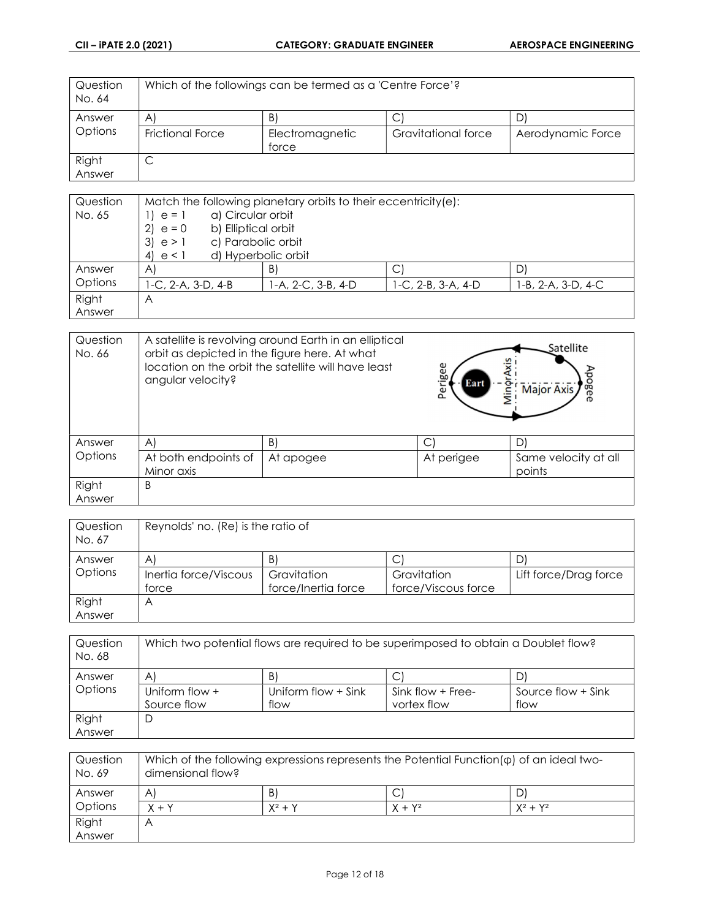| Question No. 64 | Which of the followings can be termed as a 'Centre Force'? | | | |
|---|---|---|---|---|
| Answer Options | A) | B) | C) | D) |
| | Frictional Force | Electromagnetic force | Gravitational force | Aerodynamic Force |
| Right Answer | C | | | |

| Question No. 65 | Match the following planetary orbits to their eccentricity(e):<br>1) $e = 1$ a) Circular orbit<br>2) $e = 0$ b) Elliptical orbit<br>3) $e > 1$ c) Parabolic orbit<br>4) $e < 1$ d) Hyperbolic orbit | | | |
|---|---|---|---|---|
| Answer Options | A) | B) | C) | D) |
| | 1-C, 2-A, 3-D, 4-B | 1-A, 2-C, 3-B, 4-D | 1-C, 2-B, 3-A, 4-D | 1-B, 2-A, 3-D, 4-C |
| Right Answer | A | | | |

| Question No. 66 | A satellite is revolving around Earth in an elliptical orbit as depicted in the figure here. At what location on the orbit the satellite will have least angular velocity? | | | |
|---|---|---|---|---|
| Answer Options | A) | B) | C) | D) |
| | At both endpoints of Minor axis | At apogee | At perigee | Same velocity at all points |
| Right Answer | B | | | |

| Question No. 67 | Reynolds' no. (Re) is the ratio of | | | |
|---|---|---|---|---|
| Answer Options | A) | B) | C) | D) |
| | Inertia force/Viscous force | Gravitation force/Inertia force | Gravitation force/Viscous force | Lift force/Drag force |
| Right Answer | A | | | |

| Question No. 68 | Which two potential flows are required to be superimposed to obtain a Doublet flow? | | | |
|---|---|---|---|---|
| Answer Options | A) | B) | C) | D) |
| | Uniform flow + Source flow | Uniform flow + Sink flow | Sink flow + Free-vortex flow | Source flow + Sink flow |
| Right Answer | D | | | |

| Question No. 69 | Which of the following expressions represents the Potential Function($\varphi$) of an ideal two-dimensional flow? | | | |
|---|---|---|---|---|
| Answer Options | A) | B) | C) | D) |
| | $X + Y$ | $X^2 + Y$ | $X + Y^2$ | $X^2 + Y^2$ |
| Right Answer | A | | | |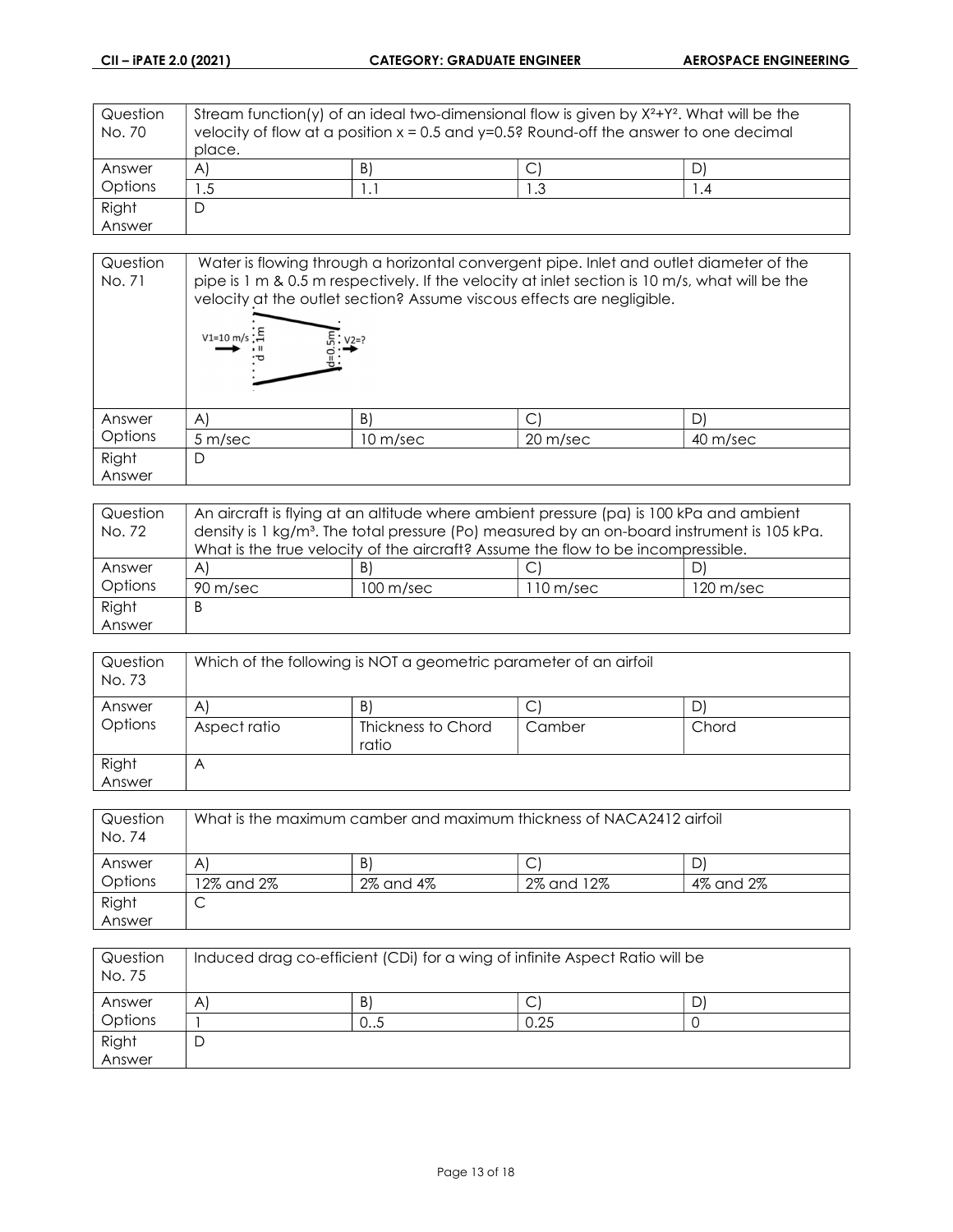| Question No. 70 | Stream function(y) of an ideal two-dimensional flow is given by $X^2+Y^2$. What will be the velocity of flow at a position x = 0.5 and y=0.5? Round-off the answer to one decimal place. | | | |
|---|---|---|---|---|
| Answer Options | A) | B) | C) | D) |
| | 1.5 | 1.1 | 1.3 | 1.4 |
| Right Answer | D | | | |

| Question No. 71 | Water is flowing through a horizontal convergent pipe. Inlet and outlet diameter of the pipe is 1 m & 0.5 m respectively. If the velocity at inlet section is 10 m/s, what will be the velocity at the outlet section? Assume viscous effects are negligible. V1=10 m/s d = 1m d=0.5m V2=? | | | |
|---|---|---|---|---|
| Answer Options | A) | B) | C) | D) |
| | 5 m/sec | 10 m/sec | 20 m/sec | 40 m/sec |
| Right Answer | D | | | |

| Question No. 72 | An aircraft is flying at an altitude where ambient pressure (pa) is 100 kPa and ambient density is 1 kg/m³. The total pressure (Po) measured by an on-board instrument is 105 kPa. What is the true velocity of the aircraft? Assume the flow to be incompressible. | | | |
|---|---|---|---|---|
| Answer Options | A) | B) | C) | D) |
| | 90 m/sec | 100 m/sec | 110 m/sec | 120 m/sec |
| Right Answer | B | | | |

| Question No. 73 | Which of the following is NOT a geometric parameter of an airfoil | | | |
|---|---|---|---|---|
| Answer Options | A) | B) | C) | D) |
| | Aspect ratio | Thickness to Chord ratio | Camber | Chord |
| Right Answer | A | | | |

| Question No. 74 | What is the maximum camber and maximum thickness of NACA2412 airfoil | | | |
|---|---|---|---|---|
| Answer Options | A) | B) | C) | D) |
| | 12% and 2% | 2% and 4% | 2% and 12% | 4% and 2% |
| Right Answer | C | | | |

| Question No. 75 | Induced drag co-efficient (CDi) for a wing of infinite Aspect Ratio will be | | | |
|---|---|---|---|---|
| Answer Options | A) | B) | C) | D) |
| | 1 | 0..5 | 0.25 | 0 |
| Right Answer | D | | | |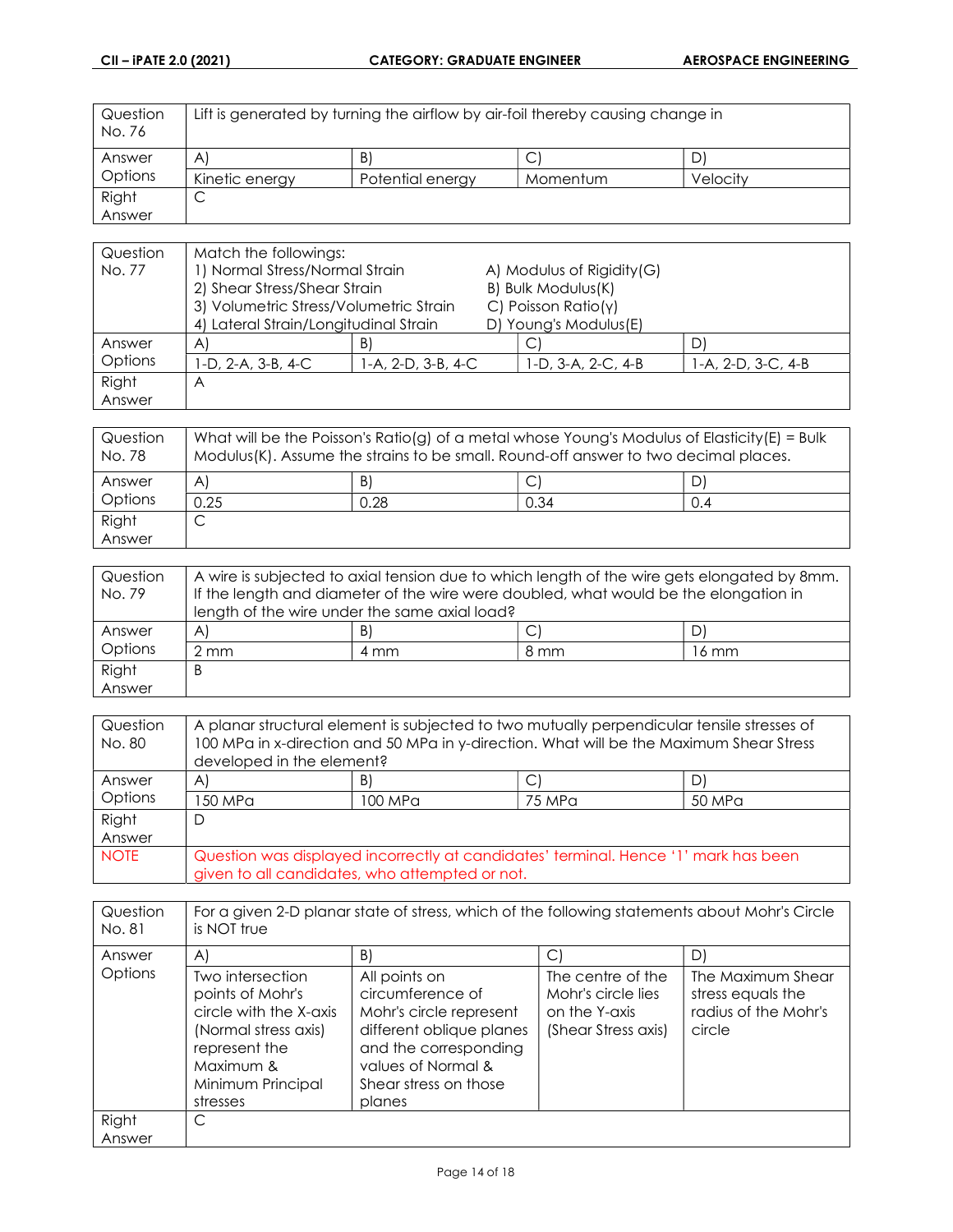| Question No. 76 | Lift is generated by turning the airflow by air-foil thereby causing change in | | | |
|---|---|---|---|---|
| Answer Options | A) Kinetic energy | B) Potential energy | C) Momentum | D) Velocity |
| Right Answer | C | | | |

| Question No. 77 | Match the followings:<br>1) Normal Stress/Normal Strain — A) Modulus of Rigidity(G)<br>2) Shear Stress/Shear Strain — B) Bulk Modulus(K)<br>3) Volumetric Stress/Volumetric Strain — C) Poisson Ratio(γ)<br>4) Lateral Strain/Longitudinal Strain — D) Young's Modulus(E) | | | |
|---|---|---|---|---|
| Answer Options | A) 1-D, 2-A, 3-B, 4-C | B) 1-A, 2-D, 3-B, 4-C | C) 1-D, 3-A, 2-C, 4-B | D) 1-A, 2-D, 3-C, 4-B |
| Right Answer | A | | | |

| Question No. 78 | What will be the Poisson's Ratio(g) of a metal whose Young's Modulus of Elasticity(E) = Bulk Modulus(K). Assume the strains to be small. Round-off answer to two decimal places. | | | |
|---|---|---|---|---|
| Answer Options | A) 0.25 | B) 0.28 | C) 0.34 | D) 0.4 |
| Right Answer | C | | | |

| Question No. 79 | A wire is subjected to axial tension due to which length of the wire gets elongated by 8mm. If the length and diameter of the wire were doubled, what would be the elongation in length of the wire under the same axial load? | | | |
|---|---|---|---|---|
| Answer Options | A) 2 mm | B) 4 mm | C) 8 mm | D) 16 mm |
| Right Answer | B | | | |

| Question No. 80 | A planar structural element is subjected to two mutually perpendicular tensile stresses of 100 MPa in x-direction and 50 MPa in y-direction. What will be the Maximum Shear Stress developed in the element? | | | |
|---|---|---|---|---|
| Answer Options | A) 150 MPa | B) 100 MPa | C) 75 MPa | D) 50 MPa |
| Right Answer | D | | | |
| NOTE | Question was displayed incorrectly at candidates' terminal. Hence '1' mark has been given to all candidates, who attempted or not. | | | |

| Question No. 81 | For a given 2-D planar state of stress, which of the following statements about Mohr's Circle is NOT true | | | |
|---|---|---|---|---|
| Answer Options | A) Two intersection points of Mohr's circle with the X-axis (Normal stress axis) represent the Maximum & Minimum Principal stresses | B) All points on circumference of Mohr's circle represent different oblique planes and the corresponding values of Normal & Shear stress on those planes | C) The centre of the Mohr's circle lies on the Y-axis (Shear Stress axis) | D) The Maximum Shear stress equals the radius of the Mohr's circle |
| Right Answer | C | | | |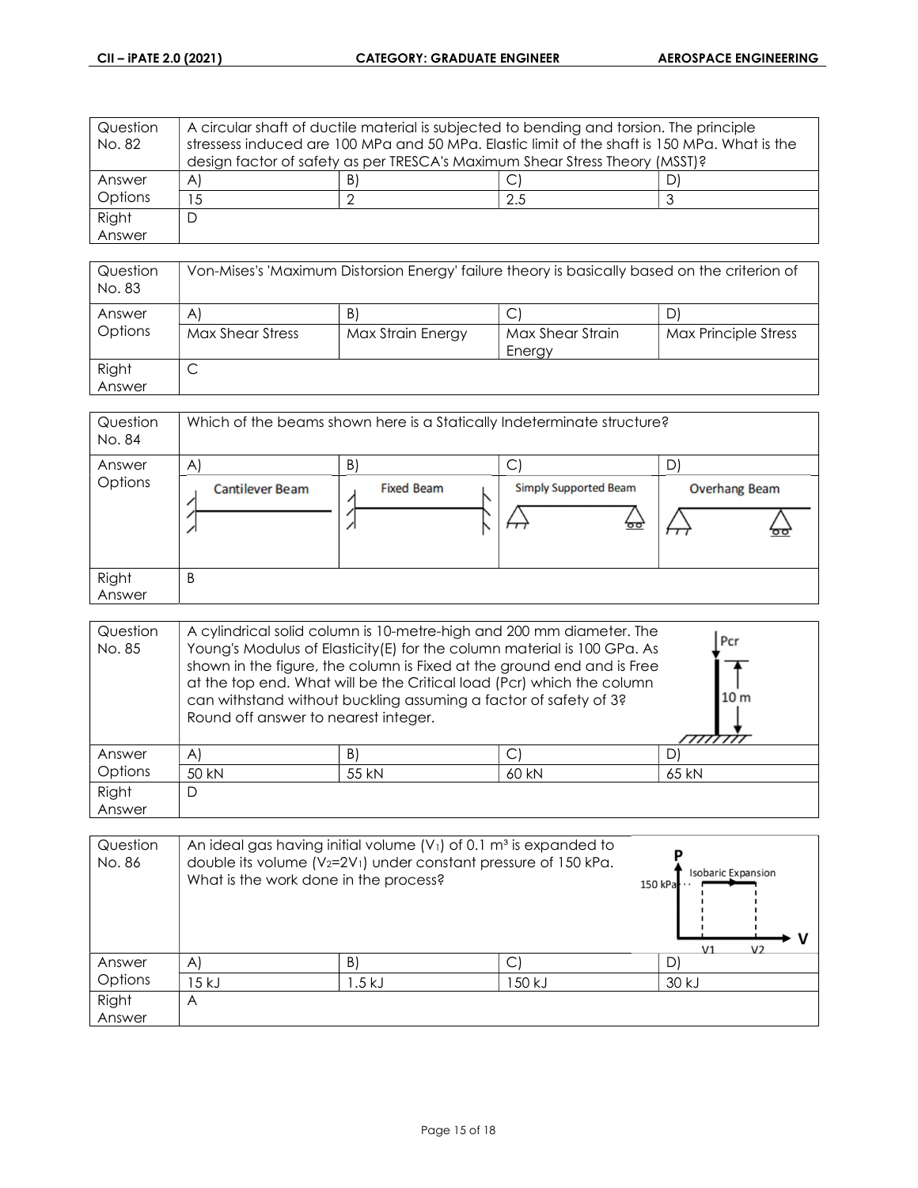| Question No. 82 | A circular shaft of ductile material is subjected to bending and torsion. The principle stressess induced are 100 MPa and 50 MPa. Elastic limit of the shaft is 150 MPa. What is the design factor of safety as per TRESCA's Maximum Shear Stress Theory (MSST)? | | | |
|---|---|---|---|---|
| Answer Options | A) | B) | C) | D) |
| | 15 | 2 | 2.5 | 3 |
| Right Answer | D | | | |

| Question No. 83 | Von-Mises's 'Maximum Distorsion Energy' failure theory is basically based on the criterion of | | | |
|---|---|---|---|---|
| Answer Options | A) | B) | C) | D) |
| | Max Shear Stress | Max Strain Energy | Max Shear Strain Energy | Max Principle Stress |
| Right Answer | C | | | |

| Question No. 84 | Which of the beams shown here is a Statically Indeterminate structure? | | | |
|---|---|---|---|---|
| Answer Options | A) | B) | C) | D) |
| | Cantilever Beam | Fixed Beam | Simply Supported Beam | Overhang Beam |
| Right Answer | B | | | |

| Question No. 85 | A cylindrical solid column is 10-metre-high and 200 mm diameter. The Young's Modulus of Elasticity(E) for the column material is 100 GPa. As shown in the figure, the column is Fixed at the ground end and is Free at the top end. What will be the Critical load (Pcr) which the column can withstand without buckling assuming a factor of safety of 3? Round off answer to nearest integer. | | | |
|---|---|---|---|---|
| Answer Options | A) | B) | C) | D) |
| | 50 kN | 55 kN | 60 kN | 65 kN |
| Right Answer | D | | | |

| Question No. 86 | An ideal gas having initial volume ($V_1$) of 0.1 m³ is expanded to double its volume ($V_2=2V_1$) under constant pressure of 150 kPa. What is the work done in the process? | | | |
|---|---|---|---|---|
| Answer Options | A) | B) | C) | D) |
| | 15 kJ | 1.5 kJ | 150 kJ | 30 kJ |
| Right Answer | A | | | |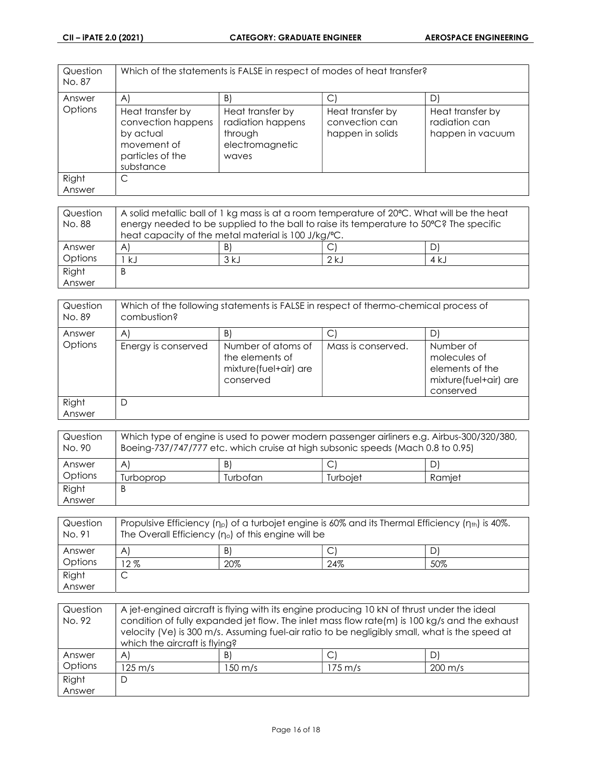| Question No. 87 | Which of the statements is FALSE in respect of modes of heat transfer? | | | |
|---|---|---|---|---|
| Answer Options | A) | B) | C) | D) |
| | Heat transfer by convection happens by actual movement of particles of the substance | Heat transfer by radiation happens through electromagnetic waves | Heat transfer by convection can happen in solids | Heat transfer by radiation can happen in vacuum |
| Right Answer | C | | | |

| Question No. 88 | A solid metallic ball of 1 kg mass is at a room temperature of 20ºC. What will be the heat energy needed to be supplied to the ball to raise its temperature to 50ºC? The specific heat capacity of the metal material is 100 J/kg/ºC. | | | |
|---|---|---|---|---|
| Answer Options | A) | B) | C) | D) |
| | 1 kJ | 3 kJ | 2 kJ | 4 kJ |
| Right Answer | B | | | |

| Question No. 89 | Which of the following statements is FALSE in respect of thermo-chemical process of combustion? | | | |
|---|---|---|---|---|
| Answer Options | A) | B) | C) | D) |
| | Energy is conserved | Number of atoms of the elements of mixture(fuel+air) are conserved | Mass is conserved. | Number of molecules of elements of the mixture(fuel+air) are conserved |
| Right Answer | D | | | |

| Question No. 90 | Which type of engine is used to power modern passenger airliners e.g. Airbus-300/320/380, Boeing-737/747/777 etc. which cruise at high subsonic speeds (Mach 0.8 to 0.95) | | | |
|---|---|---|---|---|
| Answer Options | A) | B) | C) | D) |
| | Turboprop | Turbofan | Turbojet | Ramjet |
| Right Answer | B | | | |

| Question No. 91 | Propulsive Efficiency ($\eta_p$) of a turbojet engine is 60% and its Thermal Efficiency ($\eta_{th}$) is 40%. The Overall Efficiency ($\eta_o$) of this engine will be | | | |
|---|---|---|---|---|
| Answer Options | A) | B) | C) | D) |
| | 12 % | 20% | 24% | 50% |
| Right Answer | C | | | |

| Question No. 92 | A jet-engined aircraft is flying with its engine producing 10 kN of thrust under the ideal condition of fully expanded jet flow. The inlet mass flow rate(m) is 100 kg/s and the exhaust velocity (Ve) is 300 m/s. Assuming fuel-air ratio to be negligibly small, what is the speed at which the aircraft is flying? | | | |
|---|---|---|---|---|
| Answer Options | A) | B) | C) | D) |
| | 125 m/s | 150 m/s | 175 m/s | 200 m/s |
| Right Answer | D | | | |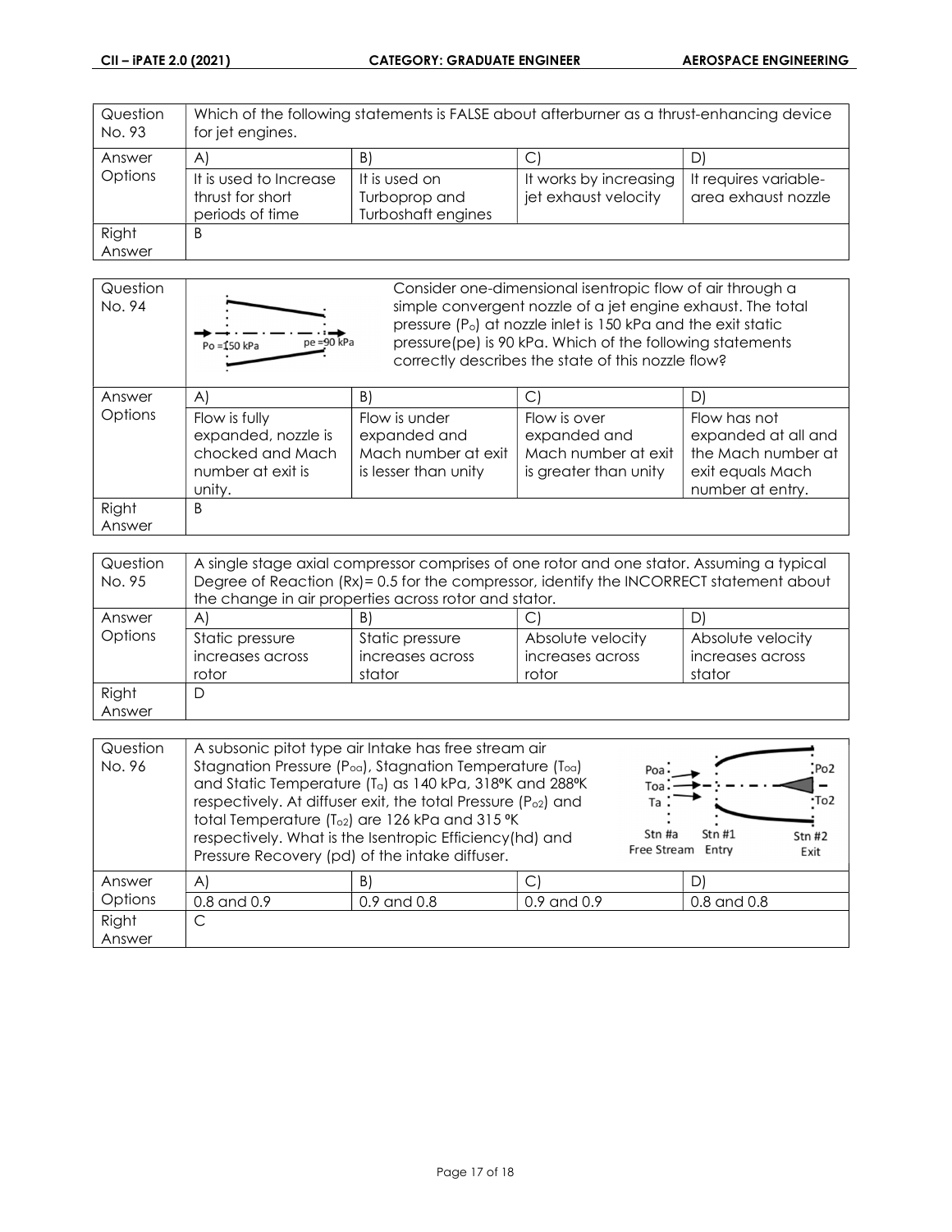| Question No. 93 | Which of the following statements is FALSE about afterburner as a thrust-enhancing device for jet engines. | | | |
|---|---|---|---|---|
| Answer Options | A) | B) | C) | D) |
| | It is used to Increase thrust for short periods of time | It is used on Turboprop and Turboshaft engines | It works by increasing jet exhaust velocity | It requires variable-area exhaust nozzle |
| Right Answer | B | | | |

| Question No. 94 | Consider one-dimensional isentropic flow of air through a simple convergent nozzle of a jet engine exhaust. The total pressure ($P_o$) at nozzle inlet is 150 kPa and the exit static pressure(pe) is 90 kPa. Which of the following statements correctly describes the state of this nozzle flow? (Figure: Po = 150 kPa, pe = 90 kPa) | | | |
|---|---|---|---|---|
| Answer Options | A) | B) | C) | D) |
| | Flow is fully expanded, nozzle is chocked and Mach number at exit is unity. | Flow is under expanded and Mach number at exit is lesser than unity | Flow is over expanded and Mach number at exit is greater than unity | Flow has not expanded at all and the Mach number at exit equals Mach number at entry. |
| Right Answer | B | | | |

| Question No. 95 | A single stage axial compressor comprises of one rotor and one stator. Assuming a typical Degree of Reaction (Rx)= 0.5 for the compressor, identify the INCORRECT statement about the change in air properties across rotor and stator. | | | |
|---|---|---|---|---|
| Answer Options | A) | B) | C) | D) |
| | Static pressure increases across rotor | Static pressure increases across stator | Absolute velocity increases across rotor | Absolute velocity increases across stator |
| Right Answer | D | | | |

| Question No. 96 | A subsonic pitot type air Intake has free stream air Stagnation Pressure ($P_{oa}$), Stagnation Temperature ($T_{oa}$) and Static Temperature ($T_a$) as 140 kPa, 318ºK and 288ºK respectively. At diffuser exit, the total Pressure ($P_{o2}$) and total Temperature ($T_{o2}$) are 126 kPa and 315 ºK respectively. What is the Isentropic Efficiency(hd) and Pressure Recovery (pd) of the intake diffuser. (Figure: Poa, Toa, Ta at Stn #a Free Stream; Stn #1 Entry; Po2, To2 at Stn #2 Exit) | | | |
|---|---|---|---|---|
| Answer Options | A) | B) | C) | D) |
| | 0.8 and 0.9 | 0.9 and 0.8 | 0.9 and 0.9 | 0.8 and 0.8 |
| Right Answer | C | | | |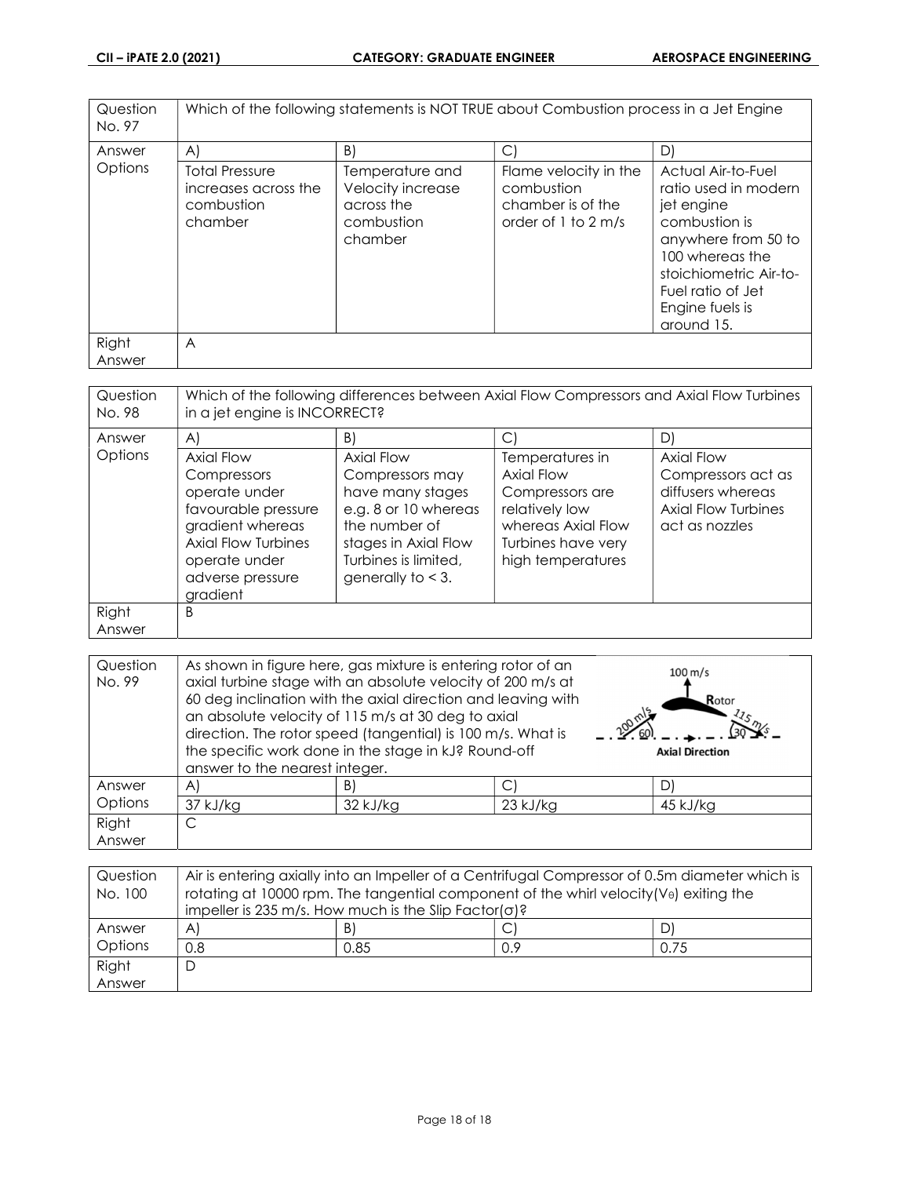| Question No. 97 | Which of the following statements is NOT TRUE about Combustion process in a Jet Engine | | | |
|---|---|---|---|---|
| Answer Options | A) | B) | C) | D) |
| | Total Pressure increases across the combustion chamber | Temperature and Velocity increase across the combustion chamber | Flame velocity in the combustion chamber is of the order of 1 to 2 m/s | Actual Air-to-Fuel ratio used in modern jet engine combustion is anywhere from 50 to 100 whereas the stoichiometric Air-to-Fuel ratio of Jet Engine fuels is around 15. |
| Right Answer | A | | | |

| Question No. 98 | Which of the following differences between Axial Flow Compressors and Axial Flow Turbines in a jet engine is INCORRECT? | | | |
|---|---|---|---|---|
| Answer Options | A) | B) | C) | D) |
| | Axial Flow Compressors operate under favourable pressure gradient whereas Axial Flow Turbines operate under adverse pressure gradient | Axial Flow Compressors may have many stages e.g. 8 or 10 whereas the number of stages in Axial Flow Turbines is limited, generally to < 3. | Temperatures in Axial Flow Compressors are relatively low whereas Axial Flow Turbines have very high temperatures | Axial Flow Compressors act as diffusers whereas Axial Flow Turbines act as nozzles |
| Right Answer | B | | | |

| Question No. 99 | As shown in figure here, gas mixture is entering rotor of an axial turbine stage with an absolute velocity of 200 m/s at 60 deg inclination with the axial direction and leaving with an absolute velocity of 115 m/s at 30 deg to axial direction. The rotor speed (tangential) is 100 m/s. What is the specific work done in the stage in kJ? Round-off answer to the nearest integer. | | | |
|---|---|---|---|---|
| Answer Options | A) | B) | C) | D) |
| | 37 kJ/kg | 32 kJ/kg | 23 kJ/kg | 45 kJ/kg |
| Right Answer | C | | | |

100 m/s

Rotor

200 m/s

60

115 m/s

30

Axial Direction

| Question No. 100 | Air is entering axially into an Impeller of a Centrifugal Compressor of 0.5m diameter which is rotating at 10000 rpm. The tangential component of the whirl velocity($V_\theta$) exiting the impeller is 235 m/s. How much is the Slip Factor($\sigma$)? | | | |
|---|---|---|---|---|
| Answer Options | A) | B) | C) | D) |
| | 0.8 | 0.85 | 0.9 | 0.75 |
| Right Answer | D | | | |